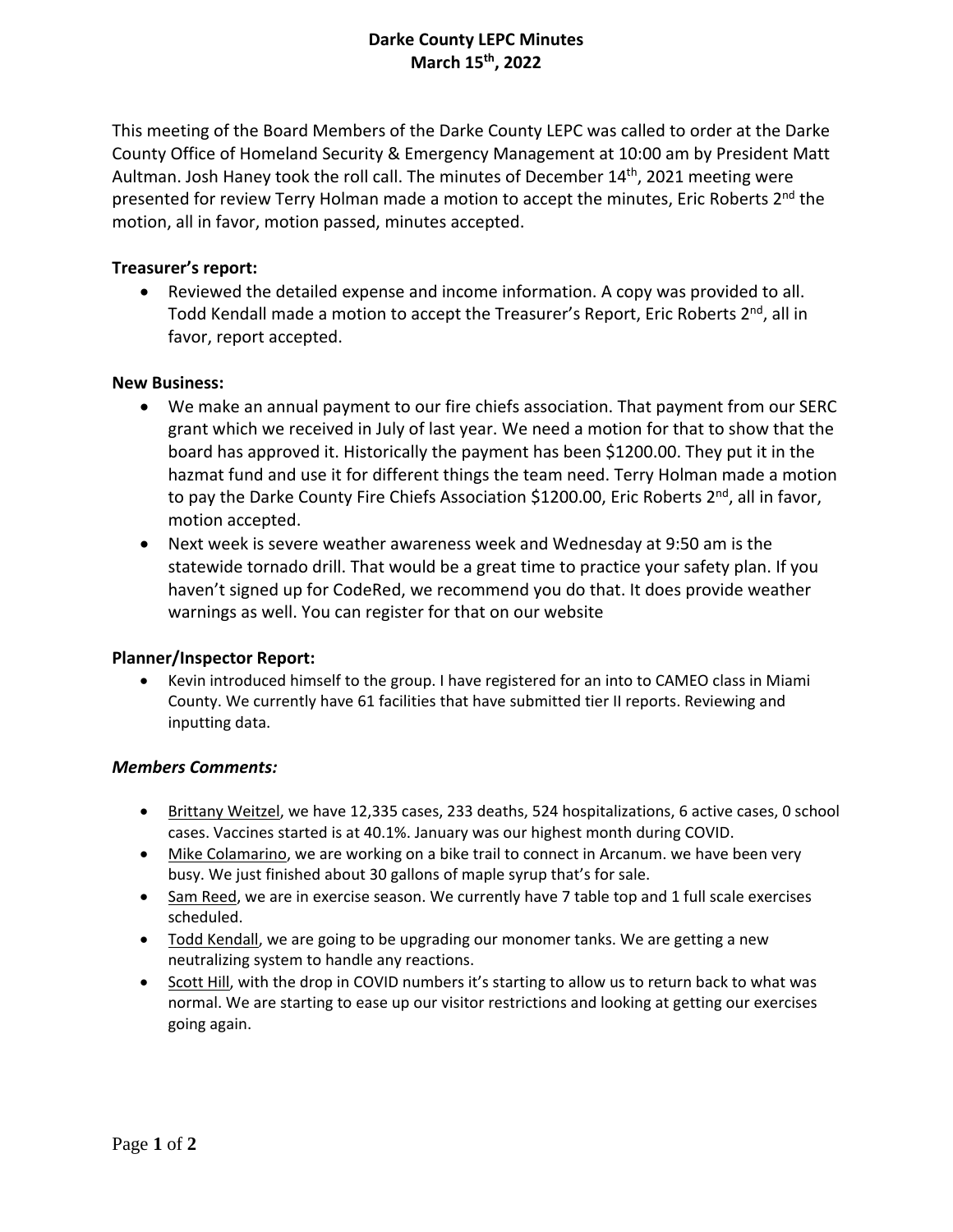# Darke County LEPC Minutes
# March 15th, 2022

This meeting of the Board Members of the Darke County LEPC was called to order at the Darke County Office of Homeland Security & Emergency Management at 10:00 am by President Matt Aultman. Josh Haney took the roll call. The minutes of December 14th, 2021 meeting were presented for review Terry Holman made a motion to accept the minutes, Eric Roberts 2nd the motion, all in favor, motion passed, minutes accepted.

**Treasurer's report:**

- Reviewed the detailed expense and income information. A copy was provided to all. Todd Kendall made a motion to accept the Treasurer's Report, Eric Roberts 2nd, all in favor, report accepted.

**New Business:**

- We make an annual payment to our fire chiefs association. That payment from our SERC grant which we received in July of last year. We need a motion for that to show that the board has approved it. Historically the payment has been $1200.00. They put it in the hazmat fund and use it for different things the team need. Terry Holman made a motion to pay the Darke County Fire Chiefs Association $1200.00, Eric Roberts 2nd, all in favor, motion accepted.
- Next week is severe weather awareness week and Wednesday at 9:50 am is the statewide tornado drill. That would be a great time to practice your safety plan. If you haven't signed up for CodeRed, we recommend you do that. It does provide weather warnings as well. You can register for that on our website

**Planner/Inspector Report:**

- Kevin introduced himself to the group. I have registered for an into to CAMEO class in Miami County. We currently have 61 facilities that have submitted tier II reports. Reviewing and inputting data.

***Members Comments:***

- Brittany Weitzel, we have 12,335 cases, 233 deaths, 524 hospitalizations, 6 active cases, 0 school cases. Vaccines started is at 40.1%. January was our highest month during COVID.
- Mike Colamarino, we are working on a bike trail to connect in Arcanum. we have been very busy. We just finished about 30 gallons of maple syrup that's for sale.
- Sam Reed, we are in exercise season. We currently have 7 table top and 1 full scale exercises scheduled.
- Todd Kendall, we are going to be upgrading our monomer tanks. We are getting a new neutralizing system to handle any reactions.
- Scott Hill, with the drop in COVID numbers it's starting to allow us to return back to what was normal. We are starting to ease up our visitor restrictions and looking at getting our exercises going again.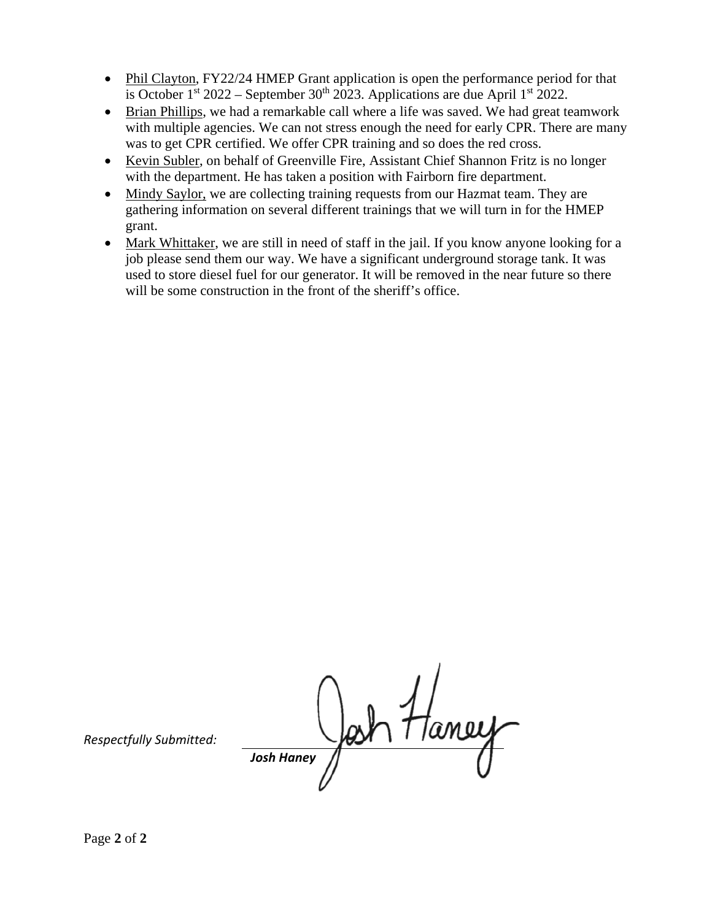- Phil Clayton, FY22/24 HMEP Grant application is open the performance period for that is October 1st 2022 – September 30th 2023. Applications are due April 1st 2022.
- Brian Phillips, we had a remarkable call where a life was saved. We had great teamwork with multiple agencies. We can not stress enough the need for early CPR. There are many was to get CPR certified. We offer CPR training and so does the red cross.
- Kevin Subler, on behalf of Greenville Fire, Assistant Chief Shannon Fritz is no longer with the department. He has taken a position with Fairborn fire department.
- Mindy Saylor, we are collecting training requests from our Hazmat team. They are gathering information on several different trainings that we will turn in for the HMEP grant.
- Mark Whittaker, we are still in need of staff in the jail. If you know anyone looking for a job please send them our way. We have a significant underground storage tank. It was used to store diesel fuel for our generator. It will be removed in the near future so there will be some construction in the front of the sheriff's office.

*Respectfully Submitted:* Josh Haney

***Josh Haney***